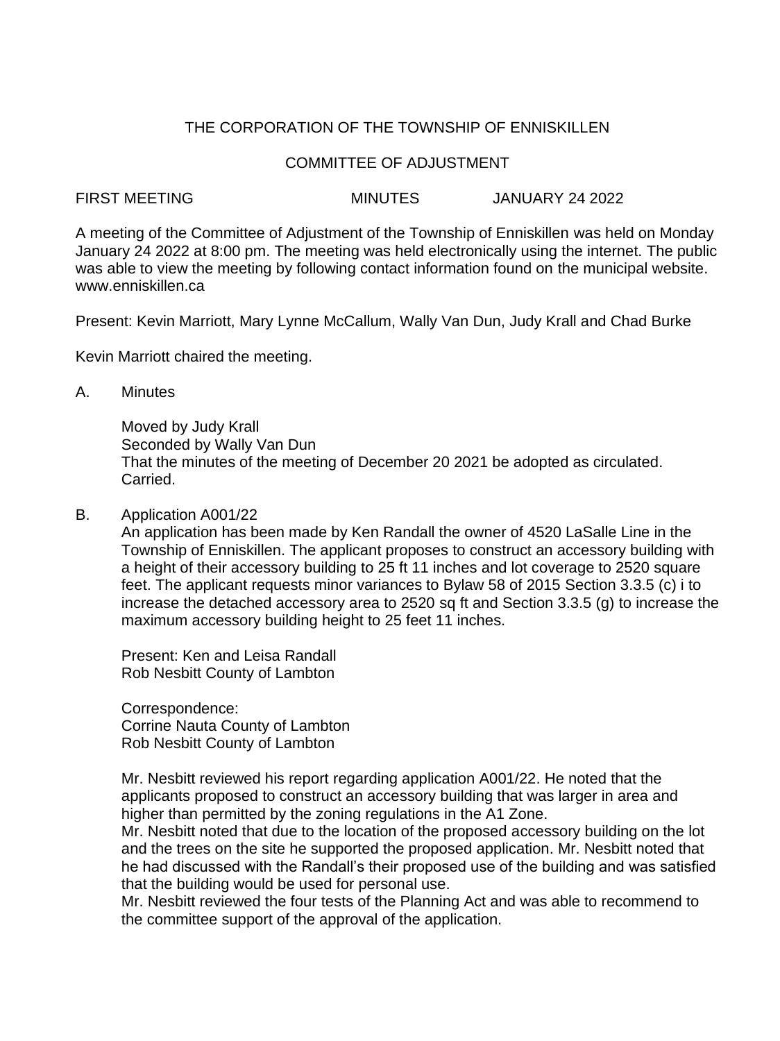# THE CORPORATION OF THE TOWNSHIP OF ENNISKILLEN

## COMMITTEE OF ADJUSTMENT

FIRST MEETING          MINUTES          JANUARY 24 2022

A meeting of the Committee of Adjustment of the Township of Enniskillen was held on Monday January 24 2022 at 8:00 pm. The meeting was held electronically using the internet. The public was able to view the meeting by following contact information found on the municipal website. www.enniskillen.ca

Present: Kevin Marriott, Mary Lynne McCallum, Wally Van Dun, Judy Krall and Chad Burke

Kevin Marriott chaired the meeting.

A. Minutes

Moved by Judy Krall
Seconded by Wally Van Dun
That the minutes of the meeting of December 20 2021 be adopted as circulated.
Carried.

B. Application A001/22

An application has been made by Ken Randall the owner of 4520 LaSalle Line in the Township of Enniskillen. The applicant proposes to construct an accessory building with a height of their accessory building to 25 ft 11 inches and lot coverage to 2520 square feet. The applicant requests minor variances to Bylaw 58 of 2015 Section 3.3.5 (c) i to increase the detached accessory area to 2520 sq ft and Section 3.3.5 (g) to increase the maximum accessory building height to 25 feet 11 inches.

Present: Ken and Leisa Randall
Rob Nesbitt County of Lambton

Correspondence:
Corrine Nauta County of Lambton
Rob Nesbitt County of Lambton

Mr. Nesbitt reviewed his report regarding application A001/22. He noted that the applicants proposed to construct an accessory building that was larger in area and higher than permitted by the zoning regulations in the A1 Zone.
Mr. Nesbitt noted that due to the location of the proposed accessory building on the lot and the trees on the site he supported the proposed application. Mr. Nesbitt noted that he had discussed with the Randall's their proposed use of the building and was satisfied that the building would be used for personal use.
Mr. Nesbitt reviewed the four tests of the Planning Act and was able to recommend to the committee support of the approval of the application.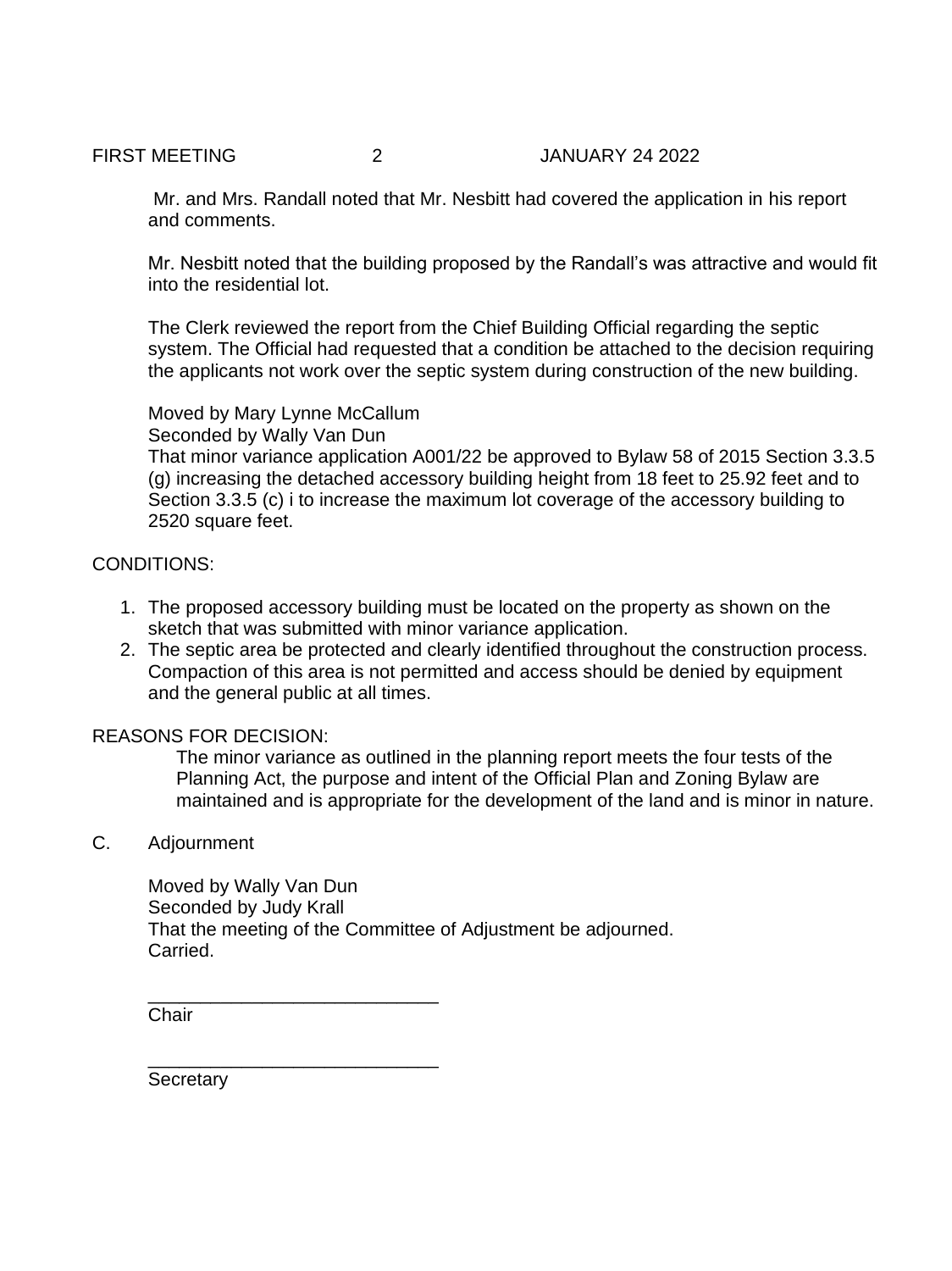Mr. and Mrs. Randall noted that Mr. Nesbitt had covered the application in his report and comments.

Mr. Nesbitt noted that the building proposed by the Randall's was attractive and would fit into the residential lot.

The Clerk reviewed the report from the Chief Building Official regarding the septic system. The Official had requested that a condition be attached to the decision requiring the applicants not work over the septic system during construction of the new building.

Moved by Mary Lynne McCallum
Seconded by Wally Van Dun
That minor variance application A001/22 be approved to Bylaw 58 of 2015 Section 3.3.5 (g) increasing the detached accessory building height from 18 feet to 25.92 feet and to Section 3.3.5 (c) i to increase the maximum lot coverage of the accessory building to 2520 square feet.

CONDITIONS:

1. The proposed accessory building must be located on the property as shown on the sketch that was submitted with minor variance application.
2. The septic area be protected and clearly identified throughout the construction process. Compaction of this area is not permitted and access should be denied by equipment and the general public at all times.

REASONS FOR DECISION:

The minor variance as outlined in the planning report meets the four tests of the Planning Act, the purpose and intent of the Official Plan and Zoning Bylaw are maintained and is appropriate for the development of the land and is minor in nature.

C. Adjournment

Moved by Wally Van Dun
Seconded by Judy Krall
That the meeting of the Committee of Adjustment be adjourned.
Carried.

____________________________
Chair

____________________________
Secretary